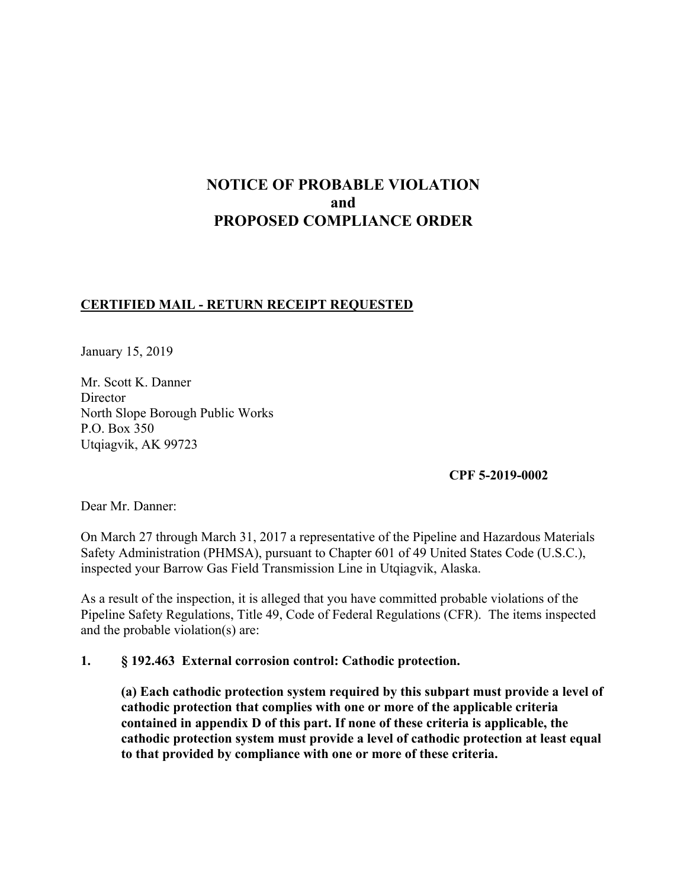# NOTICE OF PROBABLE VIOLATION
# and
# PROPOSED COMPLIANCE ORDER

**CERTIFIED MAIL - RETURN RECEIPT REQUESTED**

January 15, 2019

Mr. Scott K. Danner
Director
North Slope Borough Public Works
P.O. Box 350
Utqiagvik, AK 99723

**CPF 5-2019-0002**

Dear Mr. Danner:

On March 27 through March 31, 2017 a representative of the Pipeline and Hazardous Materials Safety Administration (PHMSA), pursuant to Chapter 601 of 49 United States Code (U.S.C.), inspected your Barrow Gas Field Transmission Line in Utqiagvik, Alaska.

As a result of the inspection, it is alleged that you have committed probable violations of the Pipeline Safety Regulations, Title 49, Code of Federal Regulations (CFR). The items inspected and the probable violation(s) are:

**1. § 192.463 External corrosion control: Cathodic protection.**

**(a) Each cathodic protection system required by this subpart must provide a level of cathodic protection that complies with one or more of the applicable criteria contained in appendix D of this part. If none of these criteria is applicable, the cathodic protection system must provide a level of cathodic protection at least equal to that provided by compliance with one or more of these criteria.**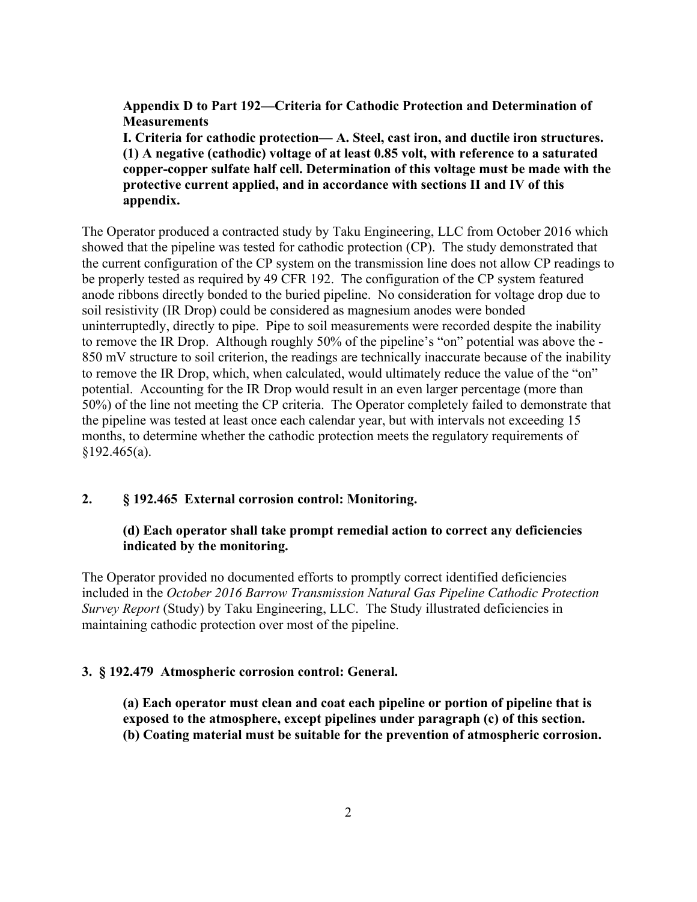**Appendix D to Part 192—Criteria for Cathodic Protection and Determination of Measurements**

**I. Criteria for cathodic protection— A. Steel, cast iron, and ductile iron structures. (1) A negative (cathodic) voltage of at least 0.85 volt, with reference to a saturated copper-copper sulfate half cell. Determination of this voltage must be made with the protective current applied, and in accordance with sections II and IV of this appendix.**

The Operator produced a contracted study by Taku Engineering, LLC from October 2016 which showed that the pipeline was tested for cathodic protection (CP). The study demonstrated that the current configuration of the CP system on the transmission line does not allow CP readings to be properly tested as required by 49 CFR 192. The configuration of the CP system featured anode ribbons directly bonded to the buried pipeline. No consideration for voltage drop due to soil resistivity (IR Drop) could be considered as magnesium anodes were bonded uninterruptedly, directly to pipe. Pipe to soil measurements were recorded despite the inability to remove the IR Drop. Although roughly 50% of the pipeline's "on" potential was above the -850 mV structure to soil criterion, the readings are technically inaccurate because of the inability to remove the IR Drop, which, when calculated, would ultimately reduce the value of the "on" potential. Accounting for the IR Drop would result in an even larger percentage (more than 50%) of the line not meeting the CP criteria. The Operator completely failed to demonstrate that the pipeline was tested at least once each calendar year, but with intervals not exceeding 15 months, to determine whether the cathodic protection meets the regulatory requirements of §192.465(a).

## 2. § 192.465 External corrosion control: Monitoring.

**(d) Each operator shall take prompt remedial action to correct any deficiencies indicated by the monitoring.**

The Operator provided no documented efforts to promptly correct identified deficiencies included in the *October 2016 Barrow Transmission Natural Gas Pipeline Cathodic Protection Survey Report* (Study) by Taku Engineering, LLC. The Study illustrated deficiencies in maintaining cathodic protection over most of the pipeline.

## 3. § 192.479 Atmospheric corrosion control: General.

**(a) Each operator must clean and coat each pipeline or portion of pipeline that is exposed to the atmosphere, except pipelines under paragraph (c) of this section.**
**(b) Coating material must be suitable for the prevention of atmospheric corrosion.**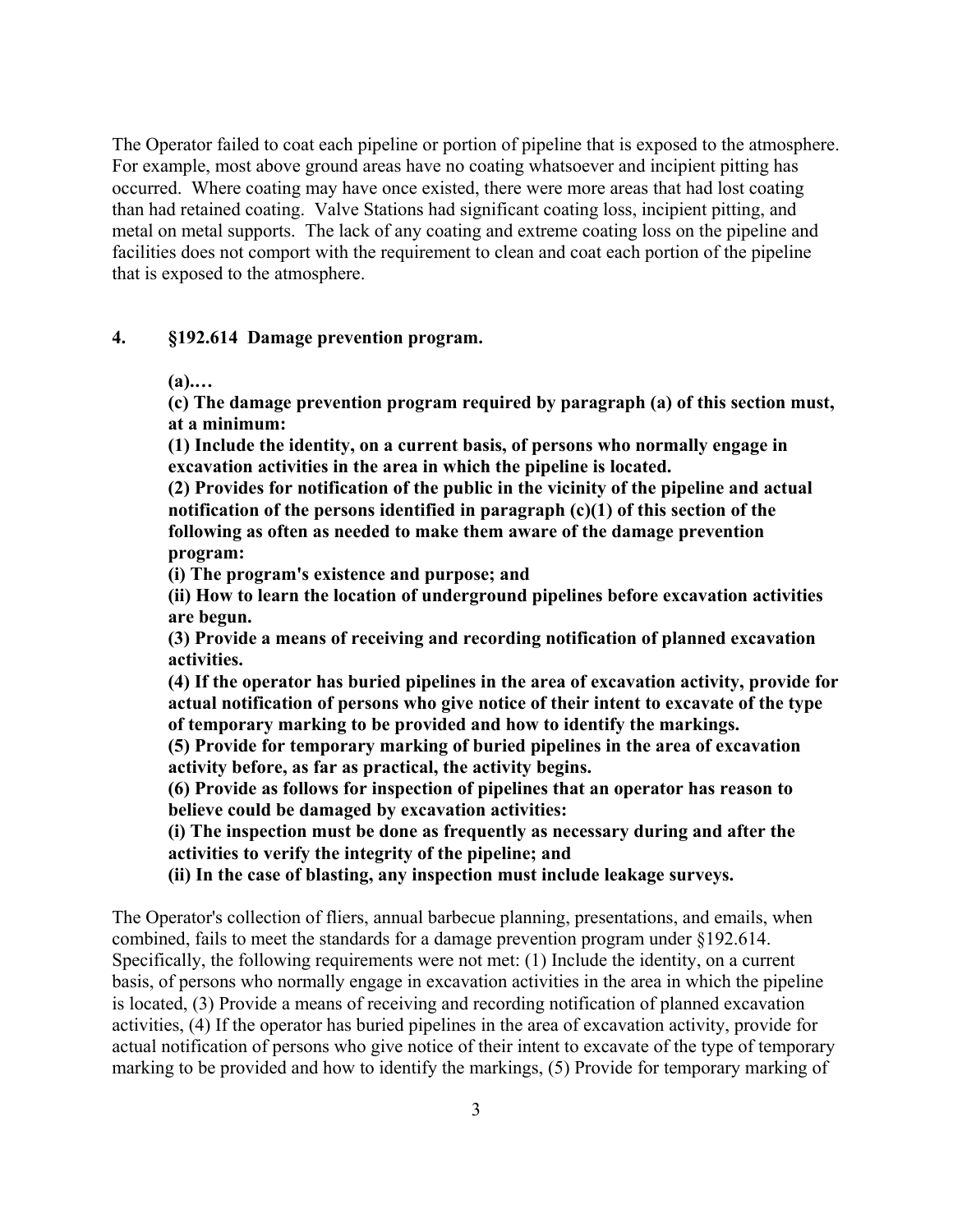The Operator failed to coat each pipeline or portion of pipeline that is exposed to the atmosphere. For example, most above ground areas have no coating whatsoever and incipient pitting has occurred. Where coating may have once existed, there were more areas that had lost coating than had retained coating. Valve Stations had significant coating loss, incipient pitting, and metal on metal supports. The lack of any coating and extreme coating loss on the pipeline and facilities does not comport with the requirement to clean and coat each portion of the pipeline that is exposed to the atmosphere.

**4. §192.614 Damage prevention program.**

**(a).…**

**(c) The damage prevention program required by paragraph (a) of this section must, at a minimum:**

**(1) Include the identity, on a current basis, of persons who normally engage in excavation activities in the area in which the pipeline is located.**

**(2) Provides for notification of the public in the vicinity of the pipeline and actual notification of the persons identified in paragraph (c)(1) of this section of the following as often as needed to make them aware of the damage prevention program:**

**(i) The program's existence and purpose; and**

**(ii) How to learn the location of underground pipelines before excavation activities are begun.**

**(3) Provide a means of receiving and recording notification of planned excavation activities.**

**(4) If the operator has buried pipelines in the area of excavation activity, provide for actual notification of persons who give notice of their intent to excavate of the type of temporary marking to be provided and how to identify the markings.**

**(5) Provide for temporary marking of buried pipelines in the area of excavation activity before, as far as practical, the activity begins.**

**(6) Provide as follows for inspection of pipelines that an operator has reason to believe could be damaged by excavation activities:**

**(i) The inspection must be done as frequently as necessary during and after the activities to verify the integrity of the pipeline; and**

**(ii) In the case of blasting, any inspection must include leakage surveys.**

The Operator's collection of fliers, annual barbecue planning, presentations, and emails, when combined, fails to meet the standards for a damage prevention program under §192.614. Specifically, the following requirements were not met: (1) Include the identity, on a current basis, of persons who normally engage in excavation activities in the area in which the pipeline is located, (3) Provide a means of receiving and recording notification of planned excavation activities, (4) If the operator has buried pipelines in the area of excavation activity, provide for actual notification of persons who give notice of their intent to excavate of the type of temporary marking to be provided and how to identify the markings, (5) Provide for temporary marking of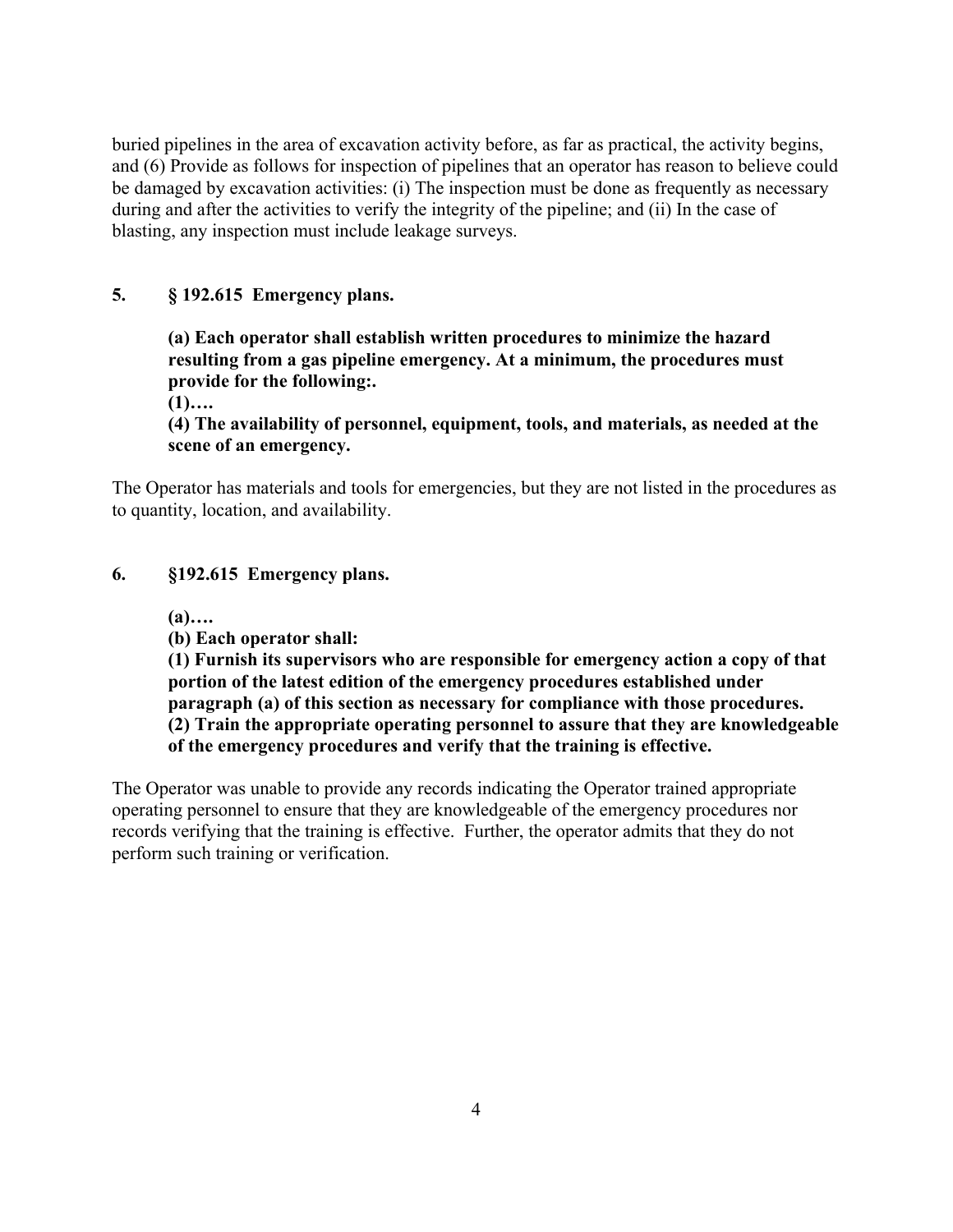buried pipelines in the area of excavation activity before, as far as practical, the activity begins, and (6) Provide as follows for inspection of pipelines that an operator has reason to believe could be damaged by excavation activities: (i) The inspection must be done as frequently as necessary during and after the activities to verify the integrity of the pipeline; and (ii) In the case of blasting, any inspection must include leakage surveys.

**5. § 192.615 Emergency plans.**

> **(a) Each operator shall establish written procedures to minimize the hazard resulting from a gas pipeline emergency. At a minimum, the procedures must provide for the following:.**
> **(1)….**
> **(4) The availability of personnel, equipment, tools, and materials, as needed at the scene of an emergency.**

The Operator has materials and tools for emergencies, but they are not listed in the procedures as to quantity, location, and availability.

**6. §192.615 Emergency plans.**

> **(a)….**
> **(b) Each operator shall:**
> **(1) Furnish its supervisors who are responsible for emergency action a copy of that portion of the latest edition of the emergency procedures established under paragraph (a) of this section as necessary for compliance with those procedures.**
> **(2) Train the appropriate operating personnel to assure that they are knowledgeable of the emergency procedures and verify that the training is effective.**

The Operator was unable to provide any records indicating the Operator trained appropriate operating personnel to ensure that they are knowledgeable of the emergency procedures nor records verifying that the training is effective. Further, the operator admits that they do not perform such training or verification.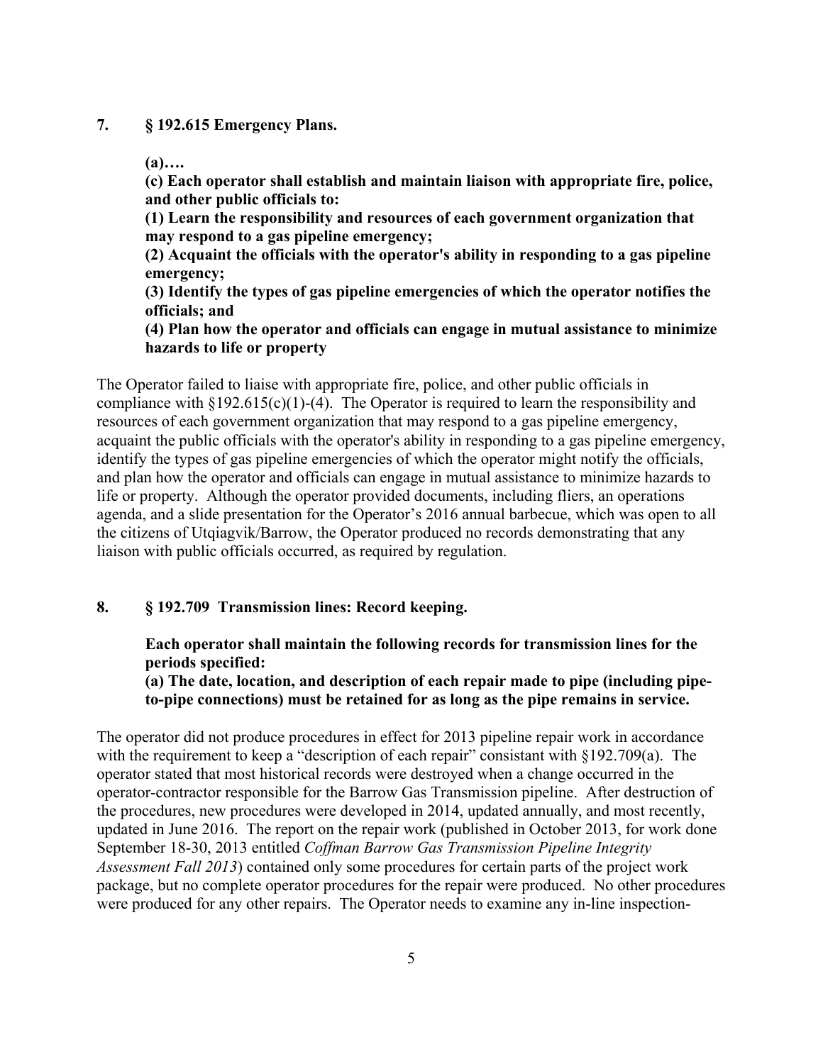**7. § 192.615 Emergency Plans.**

**(a)….**

**(c) Each operator shall establish and maintain liaison with appropriate fire, police, and other public officials to:**

**(1) Learn the responsibility and resources of each government organization that may respond to a gas pipeline emergency;**

**(2) Acquaint the officials with the operator's ability in responding to a gas pipeline emergency;**

**(3) Identify the types of gas pipeline emergencies of which the operator notifies the officials; and**

**(4) Plan how the operator and officials can engage in mutual assistance to minimize hazards to life or property**

The Operator failed to liaise with appropriate fire, police, and other public officials in compliance with §192.615(c)(1)-(4). The Operator is required to learn the responsibility and resources of each government organization that may respond to a gas pipeline emergency, acquaint the public officials with the operator's ability in responding to a gas pipeline emergency, identify the types of gas pipeline emergencies of which the operator might notify the officials, and plan how the operator and officials can engage in mutual assistance to minimize hazards to life or property. Although the operator provided documents, including fliers, an operations agenda, and a slide presentation for the Operator's 2016 annual barbecue, which was open to all the citizens of Utqiagvik/Barrow, the Operator produced no records demonstrating that any liaison with public officials occurred, as required by regulation.

**8. § 192.709 Transmission lines: Record keeping.**

**Each operator shall maintain the following records for transmission lines for the periods specified:**

**(a) The date, location, and description of each repair made to pipe (including pipe-to-pipe connections) must be retained for as long as the pipe remains in service.**

The operator did not produce procedures in effect for 2013 pipeline repair work in accordance with the requirement to keep a "description of each repair" consistant with §192.709(a). The operator stated that most historical records were destroyed when a change occurred in the operator-contractor responsible for the Barrow Gas Transmission pipeline. After destruction of the procedures, new procedures were developed in 2014, updated annually, and most recently, updated in June 2016. The report on the repair work (published in October 2013, for work done September 18-30, 2013 entitled *Coffman Barrow Gas Transmission Pipeline Integrity Assessment Fall 2013*) contained only some procedures for certain parts of the project work package, but no complete operator procedures for the repair were produced. No other procedures were produced for any other repairs. The Operator needs to examine any in-line inspection-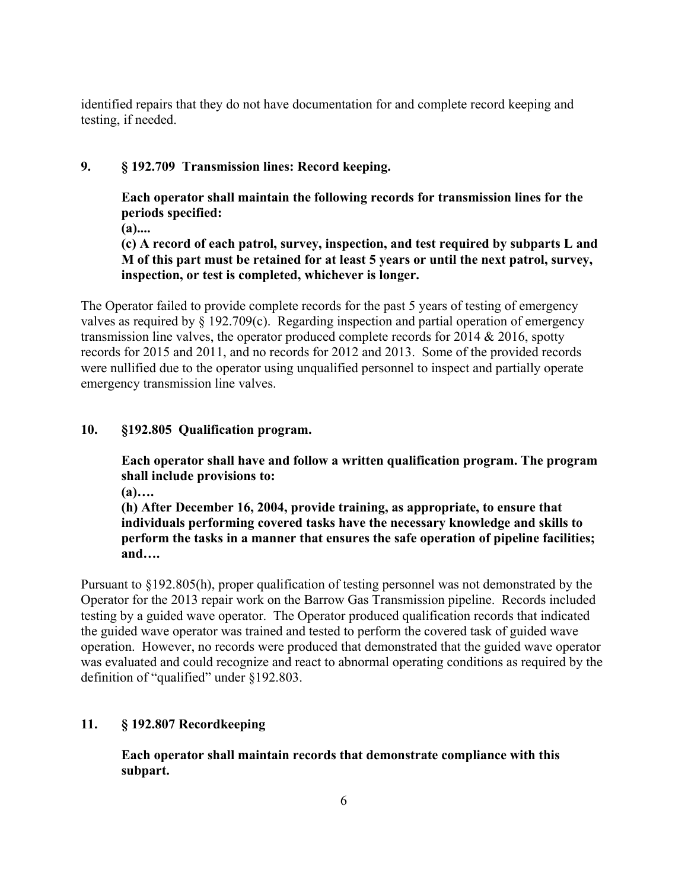identified repairs that they do not have documentation for and complete record keeping and testing, if needed.

**9. § 192.709 Transmission lines: Record keeping.**

**Each operator shall maintain the following records for transmission lines for the periods specified:**

**(a)....**

**(c) A record of each patrol, survey, inspection, and test required by subparts L and M of this part must be retained for at least 5 years or until the next patrol, survey, inspection, or test is completed, whichever is longer.**

The Operator failed to provide complete records for the past 5 years of testing of emergency valves as required by § 192.709(c). Regarding inspection and partial operation of emergency transmission line valves, the operator produced complete records for 2014 & 2016, spotty records for 2015 and 2011, and no records for 2012 and 2013. Some of the provided records were nullified due to the operator using unqualified personnel to inspect and partially operate emergency transmission line valves.

**10. §192.805 Qualification program.**

**Each operator shall have and follow a written qualification program. The program shall include provisions to:**

**(a)….**

**(h) After December 16, 2004, provide training, as appropriate, to ensure that individuals performing covered tasks have the necessary knowledge and skills to perform the tasks in a manner that ensures the safe operation of pipeline facilities; and….**

Pursuant to §192.805(h), proper qualification of testing personnel was not demonstrated by the Operator for the 2013 repair work on the Barrow Gas Transmission pipeline. Records included testing by a guided wave operator. The Operator produced qualification records that indicated the guided wave operator was trained and tested to perform the covered task of guided wave operation. However, no records were produced that demonstrated that the guided wave operator was evaluated and could recognize and react to abnormal operating conditions as required by the definition of "qualified" under §192.803.

**11. § 192.807 Recordkeeping**

**Each operator shall maintain records that demonstrate compliance with this subpart.**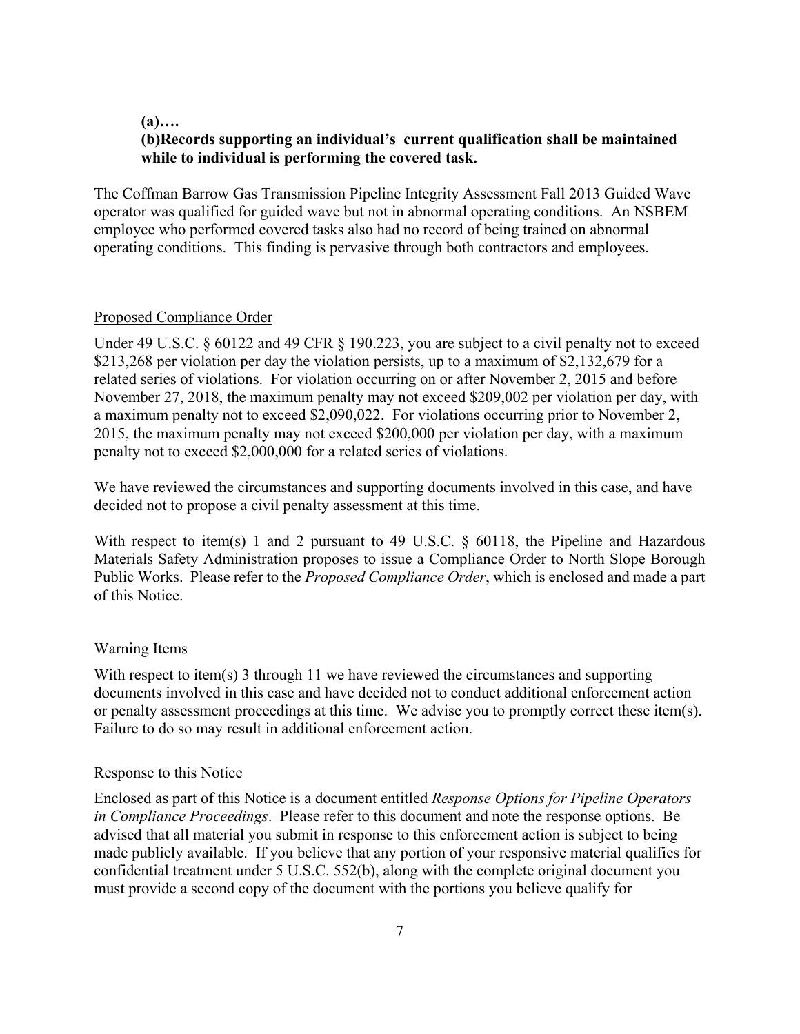**(a)….**

**(b)Records supporting an individual's current qualification shall be maintained while to individual is performing the covered task.**

The Coffman Barrow Gas Transmission Pipeline Integrity Assessment Fall 2013 Guided Wave operator was qualified for guided wave but not in abnormal operating conditions. An NSBEM employee who performed covered tasks also had no record of being trained on abnormal operating conditions. This finding is pervasive through both contractors and employees.

Proposed Compliance Order

Under 49 U.S.C. § 60122 and 49 CFR § 190.223, you are subject to a civil penalty not to exceed $213,268 per violation per day the violation persists, up to a maximum of $2,132,679 for a related series of violations. For violation occurring on or after November 2, 2015 and before November 27, 2018, the maximum penalty may not exceed $209,002 per violation per day, with a maximum penalty not to exceed $2,090,022. For violations occurring prior to November 2, 2015, the maximum penalty may not exceed $200,000 per violation per day, with a maximum penalty not to exceed $2,000,000 for a related series of violations.

We have reviewed the circumstances and supporting documents involved in this case, and have decided not to propose a civil penalty assessment at this time.

With respect to item(s) 1 and 2 pursuant to 49 U.S.C. § 60118, the Pipeline and Hazardous Materials Safety Administration proposes to issue a Compliance Order to North Slope Borough Public Works. Please refer to the *Proposed Compliance Order*, which is enclosed and made a part of this Notice.

Warning Items

With respect to item(s) 3 through 11 we have reviewed the circumstances and supporting documents involved in this case and have decided not to conduct additional enforcement action or penalty assessment proceedings at this time. We advise you to promptly correct these item(s). Failure to do so may result in additional enforcement action.

Response to this Notice

Enclosed as part of this Notice is a document entitled *Response Options for Pipeline Operators in Compliance Proceedings*. Please refer to this document and note the response options. Be advised that all material you submit in response to this enforcement action is subject to being made publicly available. If you believe that any portion of your responsive material qualifies for confidential treatment under 5 U.S.C. 552(b), along with the complete original document you must provide a second copy of the document with the portions you believe qualify for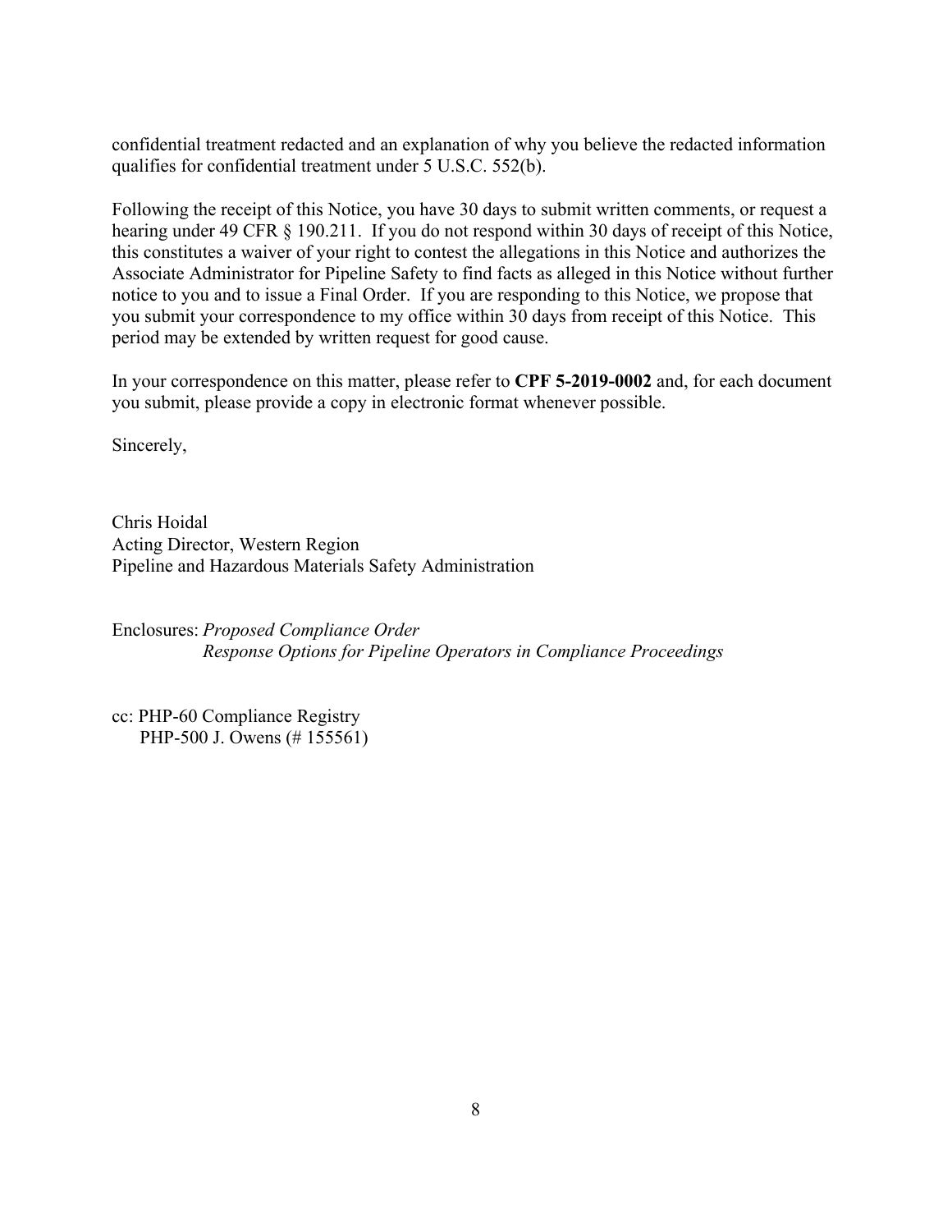confidential treatment redacted and an explanation of why you believe the redacted information qualifies for confidential treatment under 5 U.S.C. 552(b).

Following the receipt of this Notice, you have 30 days to submit written comments, or request a hearing under 49 CFR § 190.211. If you do not respond within 30 days of receipt of this Notice, this constitutes a waiver of your right to contest the allegations in this Notice and authorizes the Associate Administrator for Pipeline Safety to find facts as alleged in this Notice without further notice to you and to issue a Final Order. If you are responding to this Notice, we propose that you submit your correspondence to my office within 30 days from receipt of this Notice. This period may be extended by written request for good cause.

In your correspondence on this matter, please refer to **CPF 5-2019-0002** and, for each document you submit, please provide a copy in electronic format whenever possible.

Sincerely,

Chris Hoidal  
Acting Director, Western Region  
Pipeline and Hazardous Materials Safety Administration

Enclosures: *Proposed Compliance Order*  
*Response Options for Pipeline Operators in Compliance Proceedings*

cc: PHP-60 Compliance Registry  
PHP-500 J. Owens (# 155561)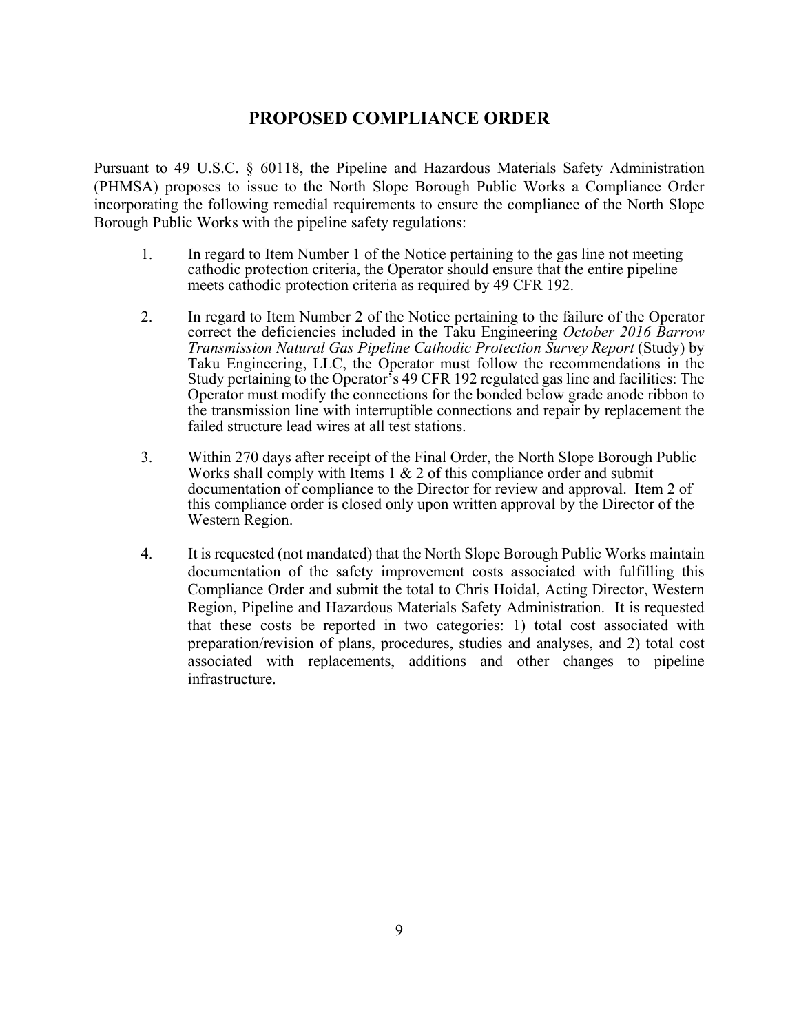# PROPOSED COMPLIANCE ORDER

Pursuant to 49 U.S.C. § 60118, the Pipeline and Hazardous Materials Safety Administration (PHMSA) proposes to issue to the North Slope Borough Public Works a Compliance Order incorporating the following remedial requirements to ensure the compliance of the North Slope Borough Public Works with the pipeline safety regulations:

1. In regard to Item Number 1 of the Notice pertaining to the gas line not meeting cathodic protection criteria, the Operator should ensure that the entire pipeline meets cathodic protection criteria as required by 49 CFR 192.

2. In regard to Item Number 2 of the Notice pertaining to the failure of the Operator correct the deficiencies included in the Taku Engineering *October 2016 Barrow Transmission Natural Gas Pipeline Cathodic Protection Survey Report* (Study) by Taku Engineering, LLC, the Operator must follow the recommendations in the Study pertaining to the Operator's 49 CFR 192 regulated gas line and facilities: The Operator must modify the connections for the bonded below grade anode ribbon to the transmission line with interruptible connections and repair by replacement the failed structure lead wires at all test stations.

3. Within 270 days after receipt of the Final Order, the North Slope Borough Public Works shall comply with Items 1 & 2 of this compliance order and submit documentation of compliance to the Director for review and approval. Item 2 of this compliance order is closed only upon written approval by the Director of the Western Region.

4. It is requested (not mandated) that the North Slope Borough Public Works maintain documentation of the safety improvement costs associated with fulfilling this Compliance Order and submit the total to Chris Hoidal, Acting Director, Western Region, Pipeline and Hazardous Materials Safety Administration. It is requested that these costs be reported in two categories: 1) total cost associated with preparation/revision of plans, procedures, studies and analyses, and 2) total cost associated with replacements, additions and other changes to pipeline infrastructure.